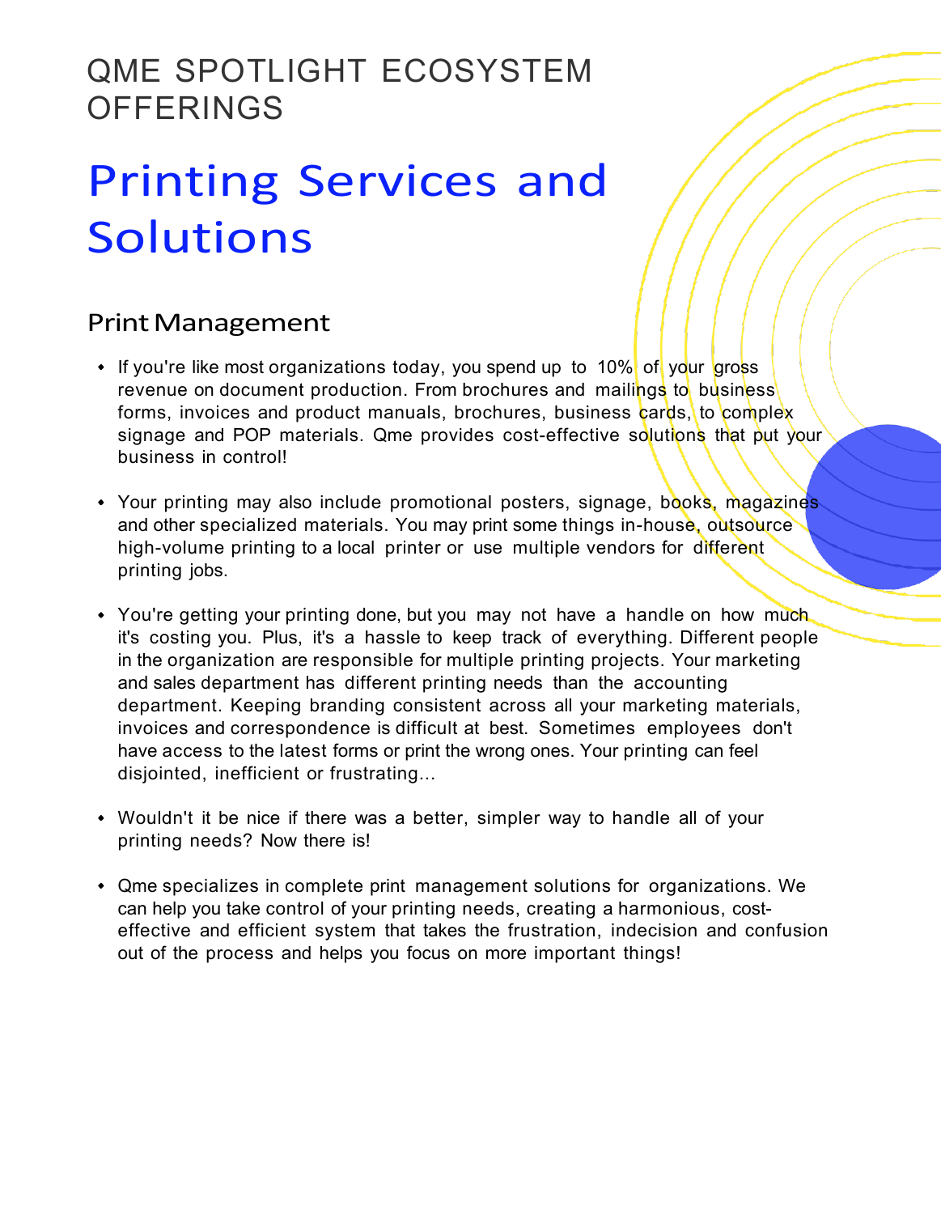QME SPOTLIGHT ECOSYSTEM OFFERINGS

# Printing Services and Solutions

## Print Management

- If you're like most organizations today, you spend up to 10% of your gross revenue on document production. From brochures and mailings to business forms, invoices and product manuals, brochures, business cards, to complex signage and POP materials. Qme provides cost-effective solutions that put your business in control!

- Your printing may also include promotional posters, signage, books, magazines and other specialized materials. You may print some things in-house, outsource high-volume printing to a local printer or use multiple vendors for different printing jobs.

- You're getting your printing done, but you may not have a handle on how much it's costing you. Plus, it's a hassle to keep track of everything. Different people in the organization are responsible for multiple printing projects. Your marketing and sales department has different printing needs than the accounting department. Keeping branding consistent across all your marketing materials, invoices and correspondence is difficult at best. Sometimes employees don't have access to the latest forms or print the wrong ones. Your printing can feel disjointed, inefficient or frustrating...

- Wouldn't it be nice if there was a better, simpler way to handle all of your printing needs? Now there is!

- Qme specializes in complete print management solutions for organizations. We can help you take control of your printing needs, creating a harmonious, cost-effective and efficient system that takes the frustration, indecision and confusion out of the process and helps you focus on more important things!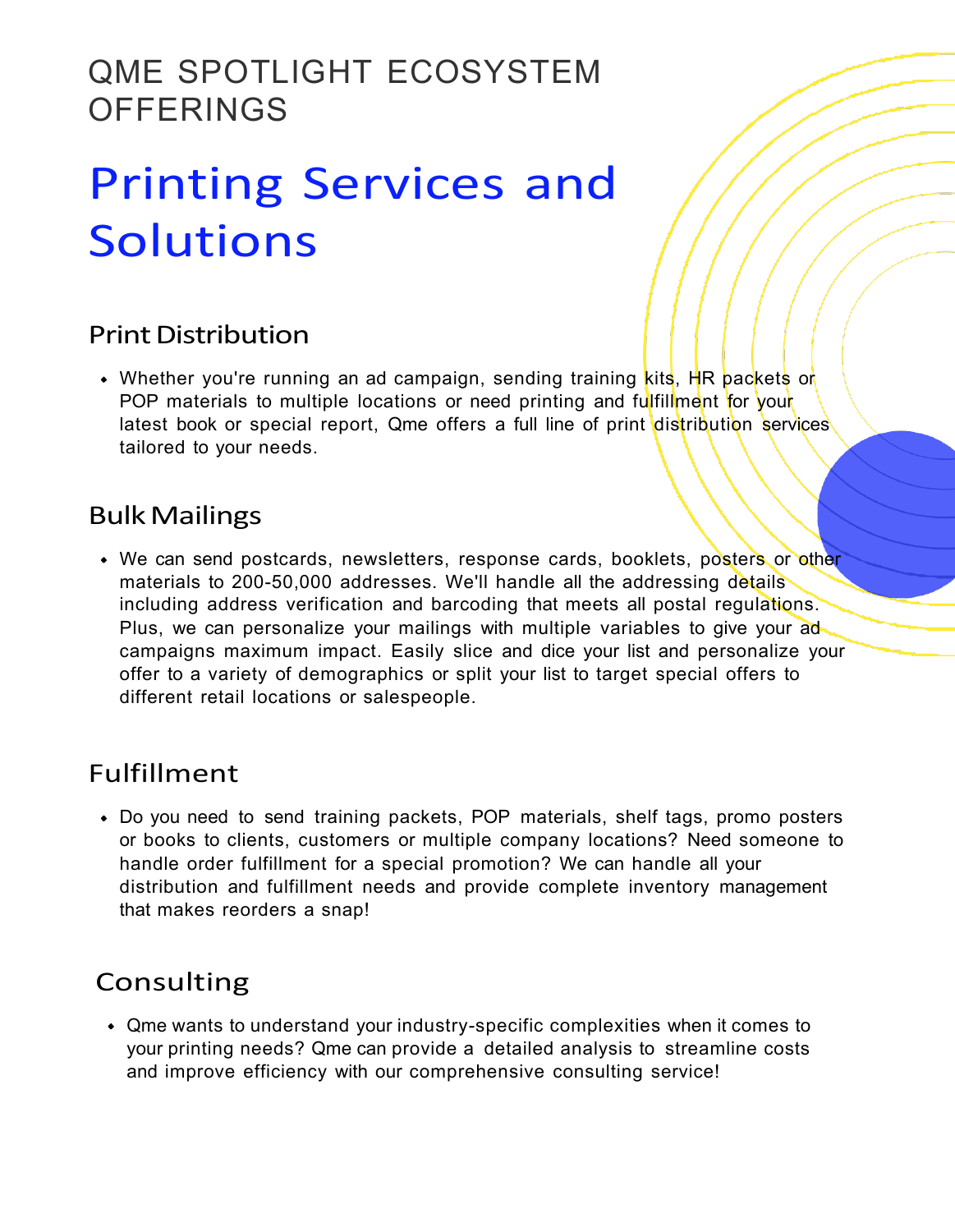QME SPOTLIGHT ECOSYSTEM OFFERINGS

# Printing Services and Solutions

## Print Distribution

- Whether you're running an ad campaign, sending training kits, HR packets or POP materials to multiple locations or need printing and fulfillment for your latest book or special report, Qme offers a full line of print distribution services tailored to your needs.

## Bulk Mailings

- We can send postcards, newsletters, response cards, booklets, posters or other materials to 200-50,000 addresses. We'll handle all the addressing details including address verification and barcoding that meets all postal regulations. Plus, we can personalize your mailings with multiple variables to give your ad campaigns maximum impact. Easily slice and dice your list and personalize your offer to a variety of demographics or split your list to target special offers to different retail locations or salespeople.

## Fulfillment

- Do you need to send training packets, POP materials, shelf tags, promo posters or books to clients, customers or multiple company locations? Need someone to handle order fulfillment for a special promotion? We can handle all your distribution and fulfillment needs and provide complete inventory management that makes reorders a snap!

## Consulting

- Qme wants to understand your industry-specific complexities when it comes to your printing needs? Qme can provide a detailed analysis to streamline costs and improve efficiency with our comprehensive consulting service!